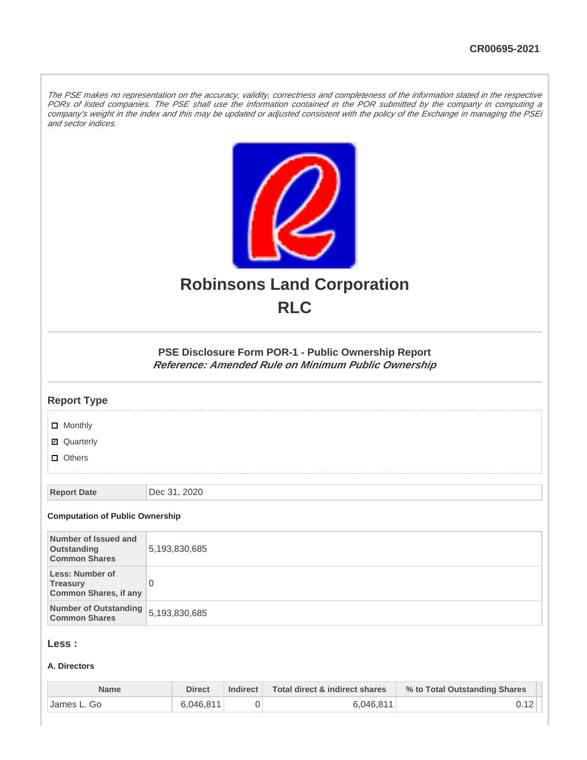CR00695-2021

*The PSE makes no representation on the accuracy, validity, correctness and completeness of the information stated in the respective PORs of listed companies. The PSE shall use the information contained in the POR submitted by the company in computing a company's weight in the index and this may be updated or adjusted consistent with the policy of the Exchange in managing the PSEi and sector indices.*

# Robinsons Land Corporation
# RLC

### PSE Disclosure Form POR-1 - Public Ownership Report
***Reference: Amended Rule on Minimum Public Ownership***

## Report Type

- [ ] Monthly
- [x] Quarterly
- [ ] Others

| Report Date | Dec 31, 2020 |
|---|---|

**Computation of Public Ownership**

| | |
|---|---|
| **Number of Issued and Outstanding Common Shares** | 5,193,830,685 |
| **Less: Number of Treasury Common Shares, if any** | 0 |
| **Number of Outstanding Common Shares** | 5,193,830,685 |

## Less :

**A. Directors**

| Name | Direct | Indirect | Total direct & indirect shares | % to Total Outstanding Shares |
|---|---|---|---|---|
| James L. Go | 6,046,811 | 0 | 6,046,811 | 0.12 |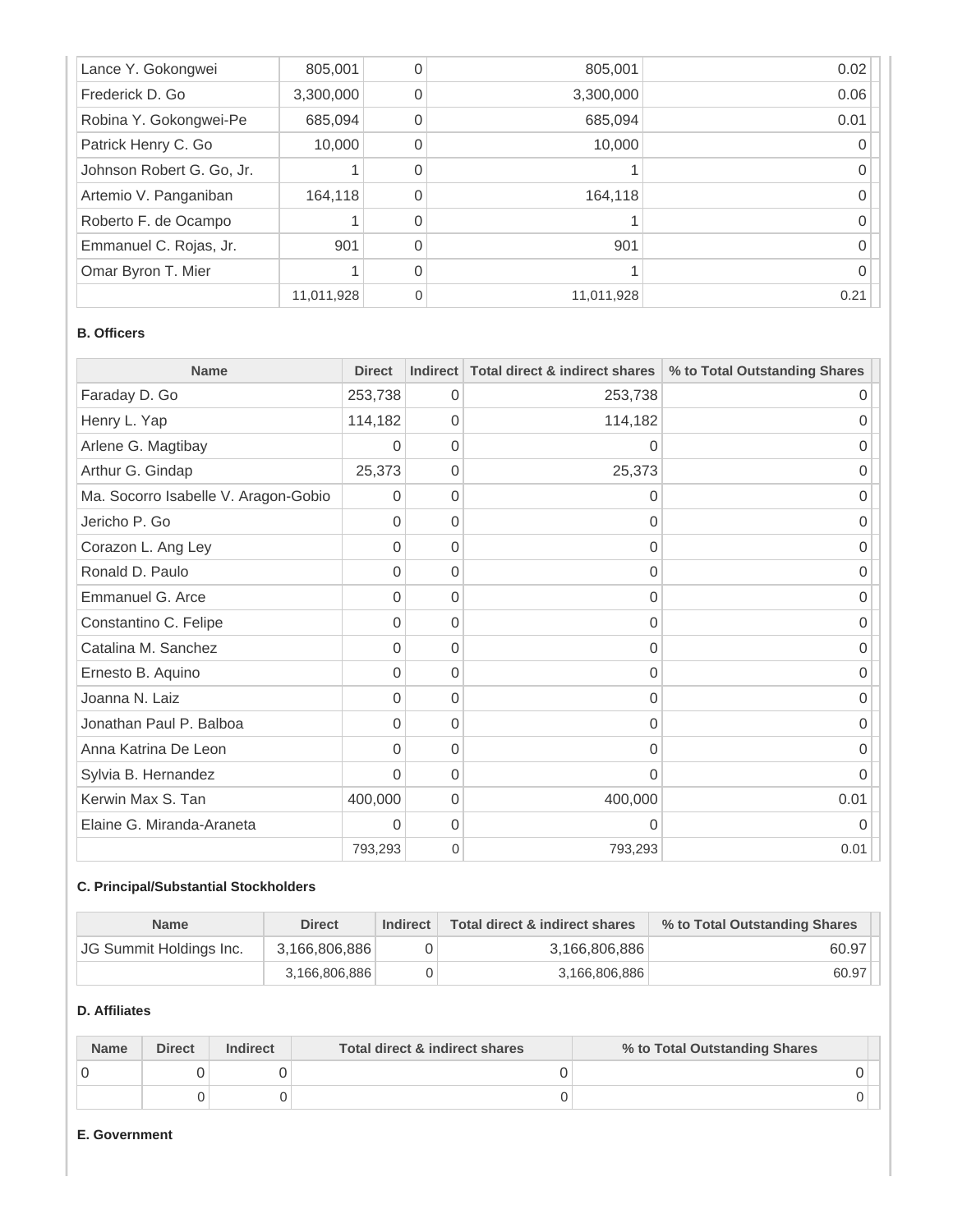| | | | | |
|---|---|---|---|---|
| Lance Y. Gokongwei | 805,001 | 0 | 805,001 | 0.02 |
| Frederick D. Go | 3,300,000 | 0 | 3,300,000 | 0.06 |
| Robina Y. Gokongwei-Pe | 685,094 | 0 | 685,094 | 0.01 |
| Patrick Henry C. Go | 10,000 | 0 | 10,000 | 0 |
| Johnson Robert G. Go, Jr. | 1 | 0 | 1 | 0 |
| Artemio V. Panganiban | 164,118 | 0 | 164,118 | 0 |
| Roberto F. de Ocampo | 1 | 0 | 1 | 0 |
| Emmanuel C. Rojas, Jr. | 901 | 0 | 901 | 0 |
| Omar Byron T. Mier | 1 | 0 | 1 | 0 |
| | 11,011,928 | 0 | 11,011,928 | 0.21 |

**B. Officers**

| Name | Direct | Indirect | Total direct & indirect shares | % to Total Outstanding Shares |
|---|---|---|---|---|
| Faraday D. Go | 253,738 | 0 | 253,738 | 0 |
| Henry L. Yap | 114,182 | 0 | 114,182 | 0 |
| Arlene G. Magtibay | 0 | 0 | 0 | 0 |
| Arthur G. Gindap | 25,373 | 0 | 25,373 | 0 |
| Ma. Socorro Isabelle V. Aragon-Gobio | 0 | 0 | 0 | 0 |
| Jericho P. Go | 0 | 0 | 0 | 0 |
| Corazon L. Ang Ley | 0 | 0 | 0 | 0 |
| Ronald D. Paulo | 0 | 0 | 0 | 0 |
| Emmanuel G. Arce | 0 | 0 | 0 | 0 |
| Constantino C. Felipe | 0 | 0 | 0 | 0 |
| Catalina M. Sanchez | 0 | 0 | 0 | 0 |
| Ernesto B. Aquino | 0 | 0 | 0 | 0 |
| Joanna N. Laiz | 0 | 0 | 0 | 0 |
| Jonathan Paul P. Balboa | 0 | 0 | 0 | 0 |
| Anna Katrina De Leon | 0 | 0 | 0 | 0 |
| Sylvia B. Hernandez | 0 | 0 | 0 | 0 |
| Kerwin Max S. Tan | 400,000 | 0 | 400,000 | 0.01 |
| Elaine G. Miranda-Araneta | 0 | 0 | 0 | 0 |
| | 793,293 | 0 | 793,293 | 0.01 |

**C. Principal/Substantial Stockholders**

| Name | Direct | Indirect | Total direct & indirect shares | % to Total Outstanding Shares |
|---|---|---|---|---|
| JG Summit Holdings Inc. | 3,166,806,886 | 0 | 3,166,806,886 | 60.97 |
| | 3,166,806,886 | 0 | 3,166,806,886 | 60.97 |

**D. Affiliates**

| Name | Direct | Indirect | Total direct & indirect shares | % to Total Outstanding Shares |
|---|---|---|---|---|
| 0 | 0 | 0 | 0 | 0 |
| | 0 | 0 | 0 | 0 |

**E. Government**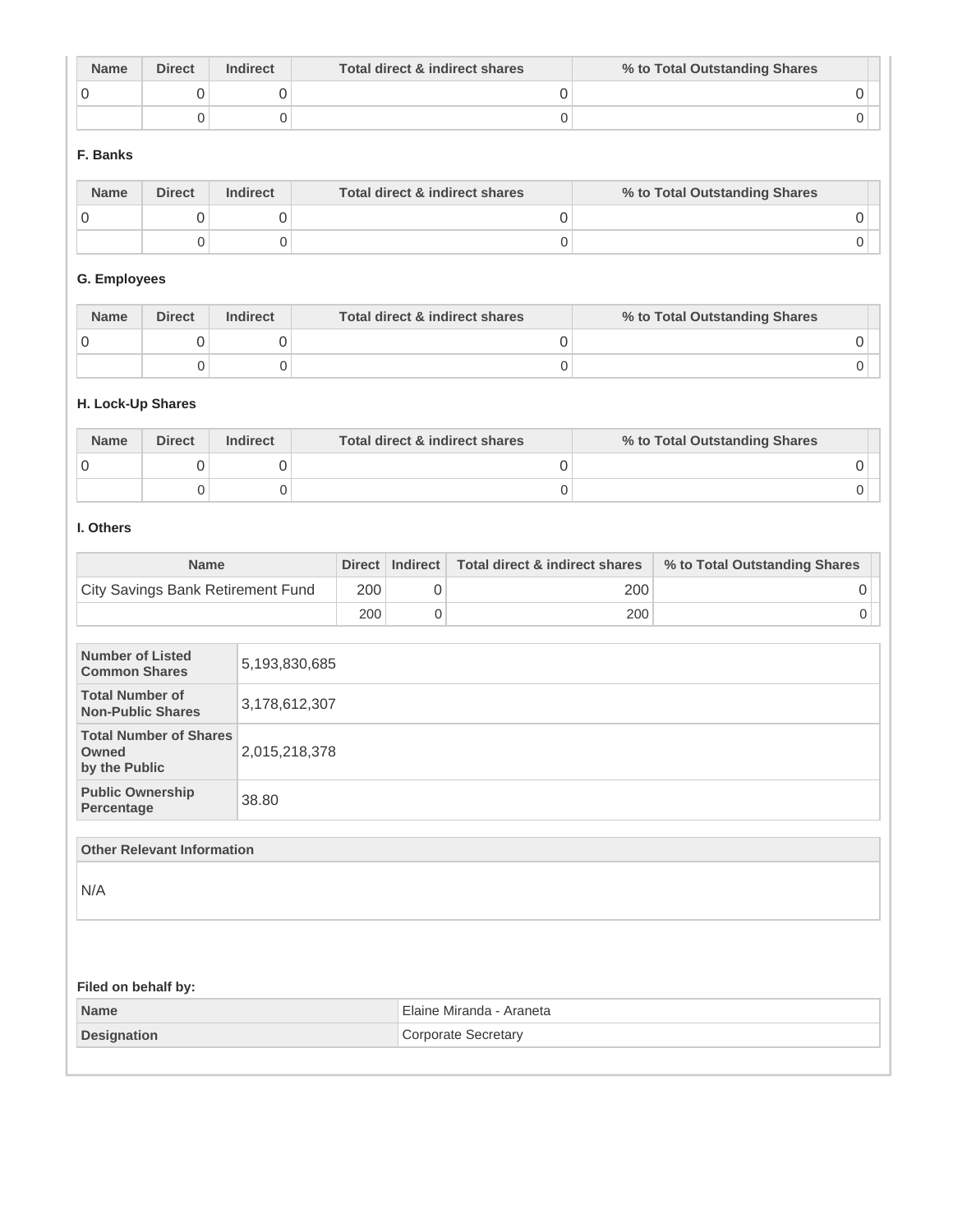| Name | Direct | Indirect | Total direct & indirect shares | % to Total Outstanding Shares |
| --- | --- | --- | --- | --- |
| 0 | 0 | 0 | 0 | 0 |
| | 0 | 0 | 0 | 0 |

**F. Banks**

| Name | Direct | Indirect | Total direct & indirect shares | % to Total Outstanding Shares |
| --- | --- | --- | --- | --- |
| 0 | 0 | 0 | 0 | 0 |
| | 0 | 0 | 0 | 0 |

**G. Employees**

| Name | Direct | Indirect | Total direct & indirect shares | % to Total Outstanding Shares |
| --- | --- | --- | --- | --- |
| 0 | 0 | 0 | 0 | 0 |
| | 0 | 0 | 0 | 0 |

**H. Lock-Up Shares**

| Name | Direct | Indirect | Total direct & indirect shares | % to Total Outstanding Shares |
| --- | --- | --- | --- | --- |
| 0 | 0 | 0 | 0 | 0 |
| | 0 | 0 | 0 | 0 |

**I. Others**

| Name | Direct | Indirect | Total direct & indirect shares | % to Total Outstanding Shares |
| --- | --- | --- | --- | --- |
| City Savings Bank Retirement Fund | 200 | 0 | 200 | 0 |
| | 200 | 0 | 200 | 0 |

| | |
| --- | --- |
| **Number of Listed Common Shares** | 5,193,830,685 |
| **Total Number of Non-Public Shares** | 3,178,612,307 |
| **Total Number of Shares Owned by the Public** | 2,015,218,378 |
| **Public Ownership Percentage** | 38.80 |

| Other Relevant Information |
| --- |
| N/A |

**Filed on behalf by:**

| | |
| --- | --- |
| **Name** | Elaine Miranda - Araneta |
| **Designation** | Corporate Secretary |